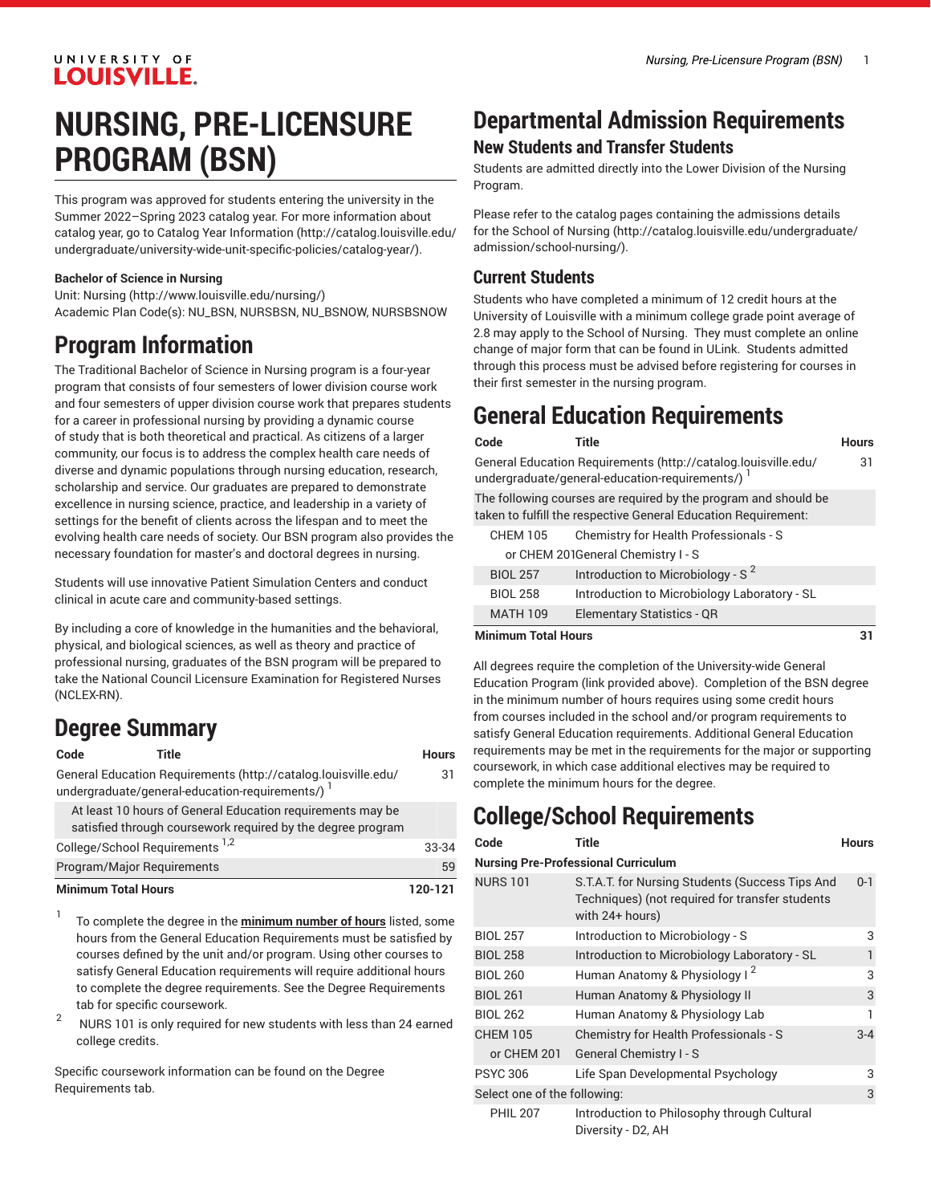# NURSING, PRE-LICENSURE PROGRAM (BSN)

This program was approved for students entering the university in the Summer 2022–Spring 2023 catalog year. For more information about catalog year, go to Catalog Year Information (http://catalog.louisville.edu/undergraduate/university-wide-unit-specific-policies/catalog-year/).

**Bachelor of Science in Nursing**

Unit: Nursing (http://www.louisville.edu/nursing/)
Academic Plan Code(s): NU_BSN, NURSBSN, NU_BSNOW, NURSBSNOW

## Program Information

The Traditional Bachelor of Science in Nursing program is a four-year program that consists of four semesters of lower division course work and four semesters of upper division course work that prepares students for a career in professional nursing by providing a dynamic course of study that is both theoretical and practical. As citizens of a larger community, our focus is to address the complex health care needs of diverse and dynamic populations through nursing education, research, scholarship and service. Our graduates are prepared to demonstrate excellence in nursing science, practice, and leadership in a variety of settings for the benefit of clients across the lifespan and to meet the evolving health care needs of society. Our BSN program also provides the necessary foundation for master's and doctoral degrees in nursing.

Students will use innovative Patient Simulation Centers and conduct clinical in acute care and community-based settings.

By including a core of knowledge in the humanities and the behavioral, physical, and biological sciences, as well as theory and practice of professional nursing, graduates of the BSN program will be prepared to take the National Council Licensure Examination for Registered Nurses (NCLEX-RN).

## Degree Summary

| Code | Title | Hours |
|---|---|---|
| General Education Requirements (http://catalog.louisville.edu/undergraduate/general-education-requirements/) [1] | | 31 |
| At least 10 hours of General Education requirements may be satisfied through coursework required by the degree program | | |
| College/School Requirements [1,2] | | 33-34 |
| Program/Major Requirements | | 59 |
| **Minimum Total Hours** | | **120-121** |

1. To complete the degree in the **minimum number of hours** listed, some hours from the General Education Requirements must be satisfied by courses defined by the unit and/or program. Using other courses to satisfy General Education requirements will require additional hours to complete the degree requirements. See the Degree Requirements tab for specific coursework.
2. NURS 101 is only required for new students with less than 24 earned college credits.

Specific coursework information can be found on the Degree Requirements tab.

## Departmental Admission Requirements

### New Students and Transfer Students

Students are admitted directly into the Lower Division of the Nursing Program.

Please refer to the catalog pages containing the admissions details for the School of Nursing (http://catalog.louisville.edu/undergraduate/admission/school-nursing/).

### Current Students

Students who have completed a minimum of 12 credit hours at the University of Louisville with a minimum college grade point average of 2.8 may apply to the School of Nursing. They must complete an online change of major form that can be found in ULink. Students admitted through this process must be advised before registering for courses in their first semester in the nursing program.

## General Education Requirements

| Code | Title | Hours |
|---|---|---|
| General Education Requirements (http://catalog.louisville.edu/undergraduate/general-education-requirements/) [1] | | 31 |
| The following courses are required by the program and should be taken to fulfill the respective General Education Requirement: | | |
| CHEM 105 | Chemistry for Health Professionals - S | |
| or CHEM 201 | General Chemistry I - S | |
| BIOL 257 | Introduction to Microbiology - S [2] | |
| BIOL 258 | Introduction to Microbiology Laboratory - SL | |
| MATH 109 | Elementary Statistics - QR | |
| **Minimum Total Hours** | | **31** |

All degrees require the completion of the University-wide General Education Program (link provided above). Completion of the BSN degree in the minimum number of hours requires using some credit hours from courses included in the school and/or program requirements to satisfy General Education requirements. Additional General Education requirements may be met in the requirements for the major or supporting coursework, in which case additional electives may be required to complete the minimum hours for the degree.

## College/School Requirements

| Code | Title | Hours |
|---|---|---|
| **Nursing Pre-Professional Curriculum** | | |
| NURS 101 | S.T.A.T. for Nursing Students (Success Tips And Techniques) (not required for transfer students with 24+ hours) | 0-1 |
| BIOL 257 | Introduction to Microbiology - S | 3 |
| BIOL 258 | Introduction to Microbiology Laboratory - SL | 1 |
| BIOL 260 | Human Anatomy & Physiology I [2] | 3 |
| BIOL 261 | Human Anatomy & Physiology II | 3 |
| BIOL 262 | Human Anatomy & Physiology Lab | 1 |
| CHEM 105 | Chemistry for Health Professionals - S | 3-4 |
| or CHEM 201 | General Chemistry I - S | |
| PSYC 306 | Life Span Developmental Psychology | 3 |
| Select one of the following: | | 3 |
| PHIL 207 | Introduction to Philosophy through Cultural Diversity - D2, AH | |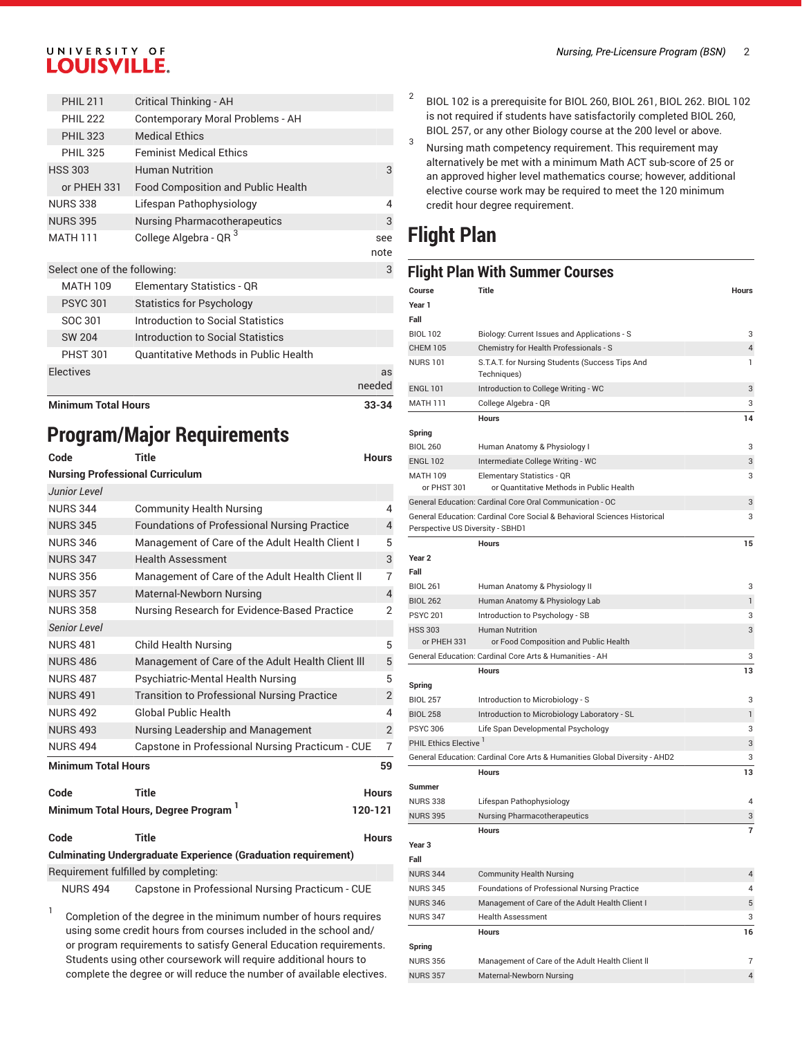| | | |
|---|---|---|
| PHIL 211 | Critical Thinking - AH | |
| PHIL 222 | Contemporary Moral Problems - AH | |
| PHIL 323 | Medical Ethics | |
| PHIL 325 | Feminist Medical Ethics | |
| HSS 303 | Human Nutrition | 3 |
| or PHEH 331 | Food Composition and Public Health | |
| NURS 338 | Lifespan Pathophysiology | 4 |
| NURS 395 | Nursing Pharmacotherapeutics | 3 |
| MATH 111 | College Algebra - QR [3] | see note |
| Select one of the following: | | 3 |
| MATH 109 | Elementary Statistics - QR | |
| PSYC 301 | Statistics for Psychology | |
| SOC 301 | Introduction to Social Statistics | |
| SW 204 | Introduction to Social Statistics | |
| PHST 301 | Quantitative Methods in Public Health | |
| Electives | | as needed |
| **Minimum Total Hours** | | **33-34** |

## Program/Major Requirements

| Code | Title | Hours |
|---|---|---|
| **Nursing Professional Curriculum** | | |
| *Junior Level* | | |
| NURS 344 | Community Health Nursing | 4 |
| NURS 345 | Foundations of Professional Nursing Practice | 4 |
| NURS 346 | Management of Care of the Adult Health Client I | 5 |
| NURS 347 | Health Assessment | 3 |
| NURS 356 | Management of Care of the Adult Health Client II | 7 |
| NURS 357 | Maternal-Newborn Nursing | 4 |
| NURS 358 | Nursing Research for Evidence-Based Practice | 2 |
| *Senior Level* | | |
| NURS 481 | Child Health Nursing | 5 |
| NURS 486 | Management of Care of the Adult Health Client III | 5 |
| NURS 487 | Psychiatric-Mental Health Nursing | 5 |
| NURS 491 | Transition to Professional Nursing Practice | 2 |
| NURS 492 | Global Public Health | 4 |
| NURS 493 | Nursing Leadership and Management | 2 |
| NURS 494 | Capstone in Professional Nursing Practicum - CUE | 7 |
| **Minimum Total Hours** | | **59** |

| Code | Title | Hours |
|---|---|---|
| **Minimum Total Hours, Degree Program [1]** | | **120-121** |

| Code | Title | Hours |
|---|---|---|
| **Culminating Undergraduate Experience (Graduation requirement)** | | |
| Requirement fulfilled by completing: | | |
| NURS 494 | Capstone in Professional Nursing Practicum - CUE | |

1. Completion of the degree in the minimum number of hours requires using some credit hours from courses included in the school and/or program requirements to satisfy General Education requirements. Students using other coursework will require additional hours to complete the degree or will reduce the number of available electives.
2. BIOL 102 is a prerequisite for BIOL 260, BIOL 261, BIOL 262. BIOL 102 is not required if students have satisfactorily completed BIOL 260, BIOL 257, or any other Biology course at the 200 level or above.
3. Nursing math competency requirement. This requirement may alternatively be met with a minimum Math ACT sub-score of 25 or an approved higher level mathematics course; however, additional elective course work may be required to meet the 120 minimum credit hour degree requirement.

# Flight Plan

## Flight Plan With Summer Courses

| Course | Title | Hours |
|---|---|---|
| **Year 1** | | |
| **Fall** | | |
| BIOL 102 | Biology: Current Issues and Applications - S | 3 |
| CHEM 105 | Chemistry for Health Professionals - S | 4 |
| NURS 101 | S.T.A.T. for Nursing Students (Success Tips And Techniques) | 1 |
| ENGL 101 | Introduction to College Writing - WC | 3 |
| MATH 111 | College Algebra - QR | 3 |
| | **Hours** | **14** |
| **Spring** | | |
| BIOL 260 | Human Anatomy & Physiology I | 3 |
| ENGL 102 | Intermediate College Writing - WC | 3 |
| MATH 109 or PHST 301 | Elementary Statistics - QR or Quantitative Methods in Public Health | 3 |
| General Education: Cardinal Core Oral Communication - OC | | 3 |
| General Education: Cardinal Core Social & Behavioral Sciences Historical Perspective US Diversity - SBHD1 | | 3 |
| | **Hours** | **15** |
| **Year 2** | | |
| **Fall** | | |
| BIOL 261 | Human Anatomy & Physiology II | 3 |
| BIOL 262 | Human Anatomy & Physiology Lab | 1 |
| PSYC 201 | Introduction to Psychology - SB | 3 |
| HSS 303 or PHEH 331 | Human Nutrition or Food Composition and Public Health | 3 |
| General Education: Cardinal Core Arts & Humanities - AH | | 3 |
| | **Hours** | **13** |
| **Spring** | | |
| BIOL 257 | Introduction to Microbiology - S | 3 |
| BIOL 258 | Introduction to Microbiology Laboratory - SL | 1 |
| PSYC 306 | Life Span Developmental Psychology | 3 |
| PHIL Ethics Elective [1] | | 3 |
| General Education: Cardinal Core Arts & Humanities Global Diversity - AHD2 | | 3 |
| | **Hours** | **13** |
| **Summer** | | |
| NURS 338 | Lifespan Pathophysiology | 4 |
| NURS 395 | Nursing Pharmacotherapeutics | 3 |
| | **Hours** | **7** |
| **Year 3** | | |
| **Fall** | | |
| NURS 344 | Community Health Nursing | 4 |
| NURS 345 | Foundations of Professional Nursing Practice | 4 |
| NURS 346 | Management of Care of the Adult Health Client I | 5 |
| NURS 347 | Health Assessment | 3 |
| | **Hours** | **16** |
| **Spring** | | |
| NURS 356 | Management of Care of the Adult Health Client II | 7 |
| NURS 357 | Maternal-Newborn Nursing | 4 |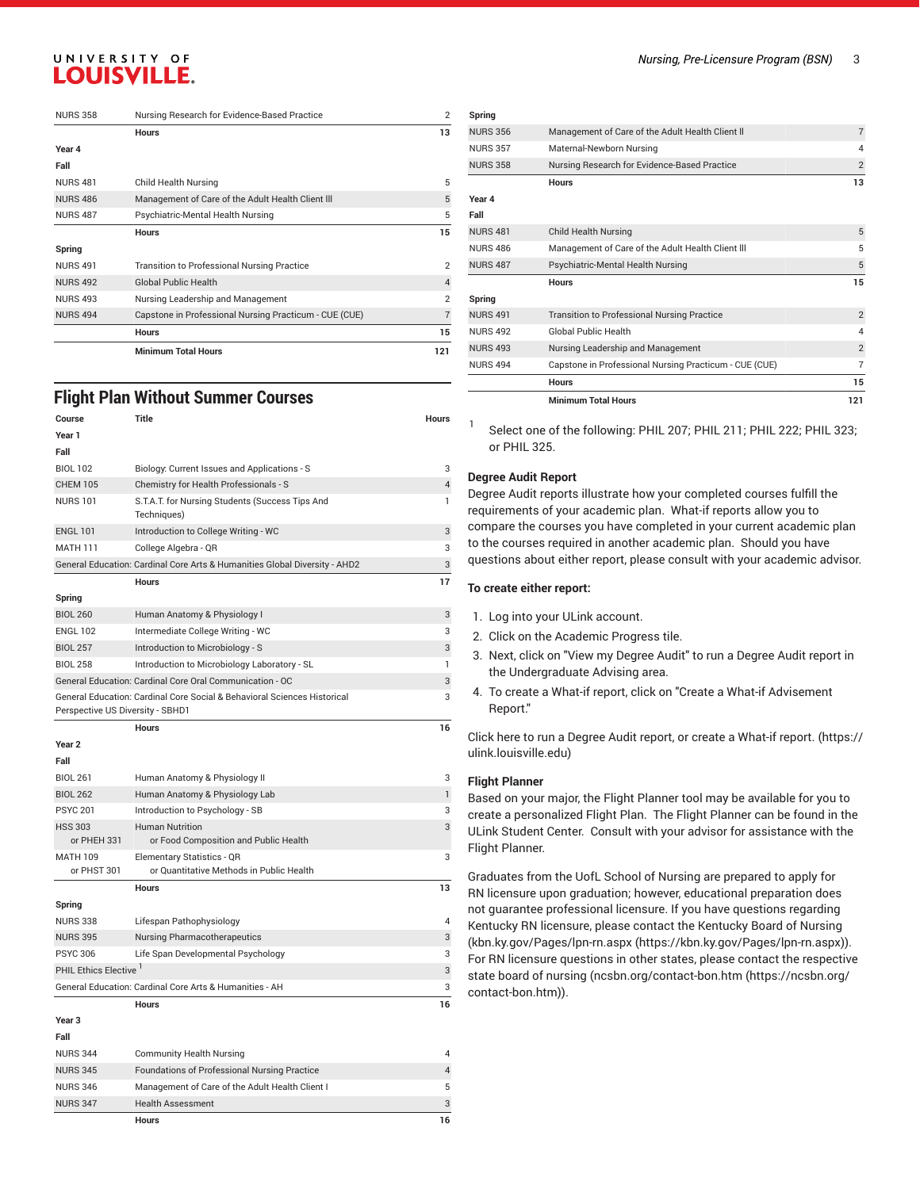| | | |
|---|---|---|
| NURS 358 | Nursing Research for Evidence-Based Practice | 2 |
| | **Hours** | **13** |
| **Year 4** | | |
| **Fall** | | |
| NURS 481 | Child Health Nursing | 5 |
| NURS 486 | Management of Care of the Adult Health Client III | 5 |
| NURS 487 | Psychiatric-Mental Health Nursing | 5 |
| | **Hours** | **15** |
| **Spring** | | |
| NURS 491 | Transition to Professional Nursing Practice | 2 |
| NURS 492 | Global Public Health | 4 |
| NURS 493 | Nursing Leadership and Management | 2 |
| NURS 494 | Capstone in Professional Nursing Practicum - CUE (CUE) | 7 |
| | **Hours** | **15** |
| | **Minimum Total Hours** | **121** |

## Flight Plan Without Summer Courses

| Course | Title | Hours |
|---|---|---|
| **Year 1** | | |
| **Fall** | | |
| BIOL 102 | Biology: Current Issues and Applications - S | 3 |
| CHEM 105 | Chemistry for Health Professionals - S | 4 |
| NURS 101 | S.T.A.T. for Nursing Students (Success Tips And Techniques) | 1 |
| ENGL 101 | Introduction to College Writing - WC | 3 |
| MATH 111 | College Algebra - QR | 3 |
| General Education: Cardinal Core Arts & Humanities Global Diversity - AHD2 | | 3 |
| | **Hours** | **17** |
| **Spring** | | |
| BIOL 260 | Human Anatomy & Physiology I | 3 |
| ENGL 102 | Intermediate College Writing - WC | 3 |
| BIOL 257 | Introduction to Microbiology - S | 3 |
| BIOL 258 | Introduction to Microbiology Laboratory - SL | 1 |
| General Education: Cardinal Core Oral Communication - OC | | 3 |
| General Education: Cardinal Core Social & Behavioral Sciences Historical Perspective US Diversity - SBHD1 | | 3 |
| | **Hours** | **16** |
| **Year 2** | | |
| **Fall** | | |
| BIOL 261 | Human Anatomy & Physiology II | 3 |
| BIOL 262 | Human Anatomy & Physiology Lab | 1 |
| PSYC 201 | Introduction to Psychology - SB | 3 |
| HSS 303 or PHEH 331 | Human Nutrition or Food Composition and Public Health | 3 |
| MATH 109 or PHST 301 | Elementary Statistics - QR or Quantitative Methods in Public Health | 3 |
| | **Hours** | **13** |
| **Spring** | | |
| NURS 338 | Lifespan Pathophysiology | 4 |
| NURS 395 | Nursing Pharmacotherapeutics | 3 |
| PSYC 306 | Life Span Developmental Psychology | 3 |
| PHIL Ethics Elective [1] | | 3 |
| General Education: Cardinal Core Arts & Humanities - AH | | 3 |
| | **Hours** | **16** |
| **Year 3** | | |
| **Fall** | | |
| NURS 344 | Community Health Nursing | 4 |
| NURS 345 | Foundations of Professional Nursing Practice | 4 |
| NURS 346 | Management of Care of the Adult Health Client I | 5 |
| NURS 347 | Health Assessment | 3 |
| | **Hours** | **16** |
| **Spring** | | |
| NURS 356 | Management of Care of the Adult Health Client II | 7 |
| NURS 357 | Maternal-Newborn Nursing | 4 |
| NURS 358 | Nursing Research for Evidence-Based Practice | 2 |
| | **Hours** | **13** |
| **Year 4** | | |
| **Fall** | | |
| NURS 481 | Child Health Nursing | 5 |
| NURS 486 | Management of Care of the Adult Health Client III | 5 |
| NURS 487 | Psychiatric-Mental Health Nursing | 5 |
| | **Hours** | **15** |
| **Spring** | | |
| NURS 491 | Transition to Professional Nursing Practice | 2 |
| NURS 492 | Global Public Health | 4 |
| NURS 493 | Nursing Leadership and Management | 2 |
| NURS 494 | Capstone in Professional Nursing Practicum - CUE (CUE) | 7 |
| | **Hours** | **15** |
| | **Minimum Total Hours** | **121** |

[1] Select one of the following: PHIL 207; PHIL 211; PHIL 222; PHIL 323; or PHIL 325.

### Degree Audit Report

Degree Audit reports illustrate how your completed courses fulfill the requirements of your academic plan. What-if reports allow you to compare the courses you have completed in your current academic plan to the courses required in another academic plan. Should you have questions about either report, please consult with your academic advisor.

**To create either report:**

1. Log into your ULink account.
2. Click on the Academic Progress tile.
3. Next, click on "View my Degree Audit" to run a Degree Audit report in the Undergraduate Advising area.
4. To create a What-if report, click on "Create a What-if Advisement Report."

Click here to run a Degree Audit report, or create a What-if report. (https://ulink.louisville.edu)

### Flight Planner

Based on your major, the Flight Planner tool may be available for you to create a personalized Flight Plan. The Flight Planner can be found in the ULink Student Center. Consult with your advisor for assistance with the Flight Planner.

Graduates from the UofL School of Nursing are prepared to apply for RN licensure upon graduation; however, educational preparation does not guarantee professional licensure. If you have questions regarding Kentucky RN licensure, please contact the Kentucky Board of Nursing (kbn.ky.gov/Pages/lpn-rn.aspx (https://kbn.ky.gov/Pages/lpn-rn.aspx)). For RN licensure questions in other states, please contact the respective state board of nursing (ncsbn.org/contact-bon.htm (https://ncsbn.org/contact-bon.htm)).